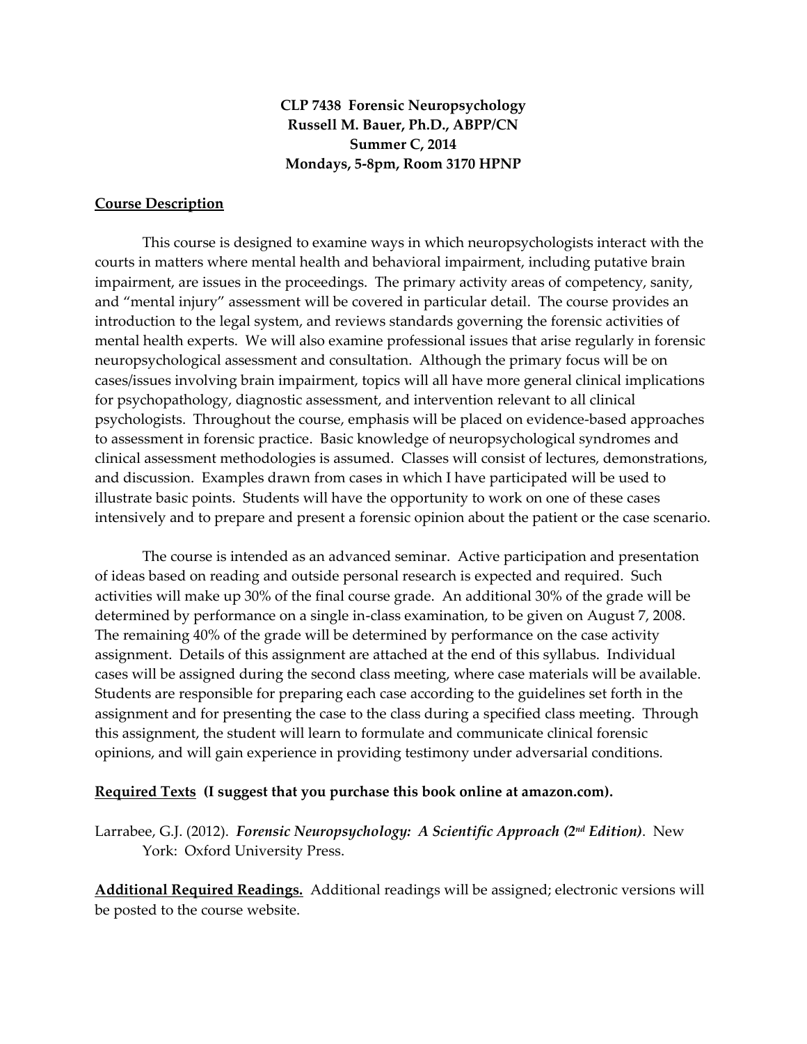**CLP 7438 Forensic Neuropsychology**
**Russell M. Bauer, Ph.D., ABPP/CN**
**Summer C, 2014**
**Mondays, 5-8pm, Room 3170 HPNP**

## Course Description

This course is designed to examine ways in which neuropsychologists interact with the courts in matters where mental health and behavioral impairment, including putative brain impairment, are issues in the proceedings. The primary activity areas of competency, sanity, and "mental injury" assessment will be covered in particular detail. The course provides an introduction to the legal system, and reviews standards governing the forensic activities of mental health experts. We will also examine professional issues that arise regularly in forensic neuropsychological assessment and consultation. Although the primary focus will be on cases/issues involving brain impairment, topics will all have more general clinical implications for psychopathology, diagnostic assessment, and intervention relevant to all clinical psychologists. Throughout the course, emphasis will be placed on evidence-based approaches to assessment in forensic practice. Basic knowledge of neuropsychological syndromes and clinical assessment methodologies is assumed. Classes will consist of lectures, demonstrations, and discussion. Examples drawn from cases in which I have participated will be used to illustrate basic points. Students will have the opportunity to work on one of these cases intensively and to prepare and present a forensic opinion about the patient or the case scenario.

The course is intended as an advanced seminar. Active participation and presentation of ideas based on reading and outside personal research is expected and required. Such activities will make up 30% of the final course grade. An additional 30% of the grade will be determined by performance on a single in-class examination, to be given on August 7, 2008. The remaining 40% of the grade will be determined by performance on the case activity assignment. Details of this assignment are attached at the end of this syllabus. Individual cases will be assigned during the second class meeting, where case materials will be available. Students are responsible for preparing each case according to the guidelines set forth in the assignment and for presenting the case to the class during a specified class meeting. Through this assignment, the student will learn to formulate and communicate clinical forensic opinions, and will gain experience in providing testimony under adversarial conditions.

## Required Texts (I suggest that you purchase this book online at amazon.com).

Larrabee, G.J. (2012). ***Forensic Neuropsychology: A Scientific Approach (2nd Edition)***. New York: Oxford University Press.

**Additional Required Readings.** Additional readings will be assigned; electronic versions will be posted to the course website.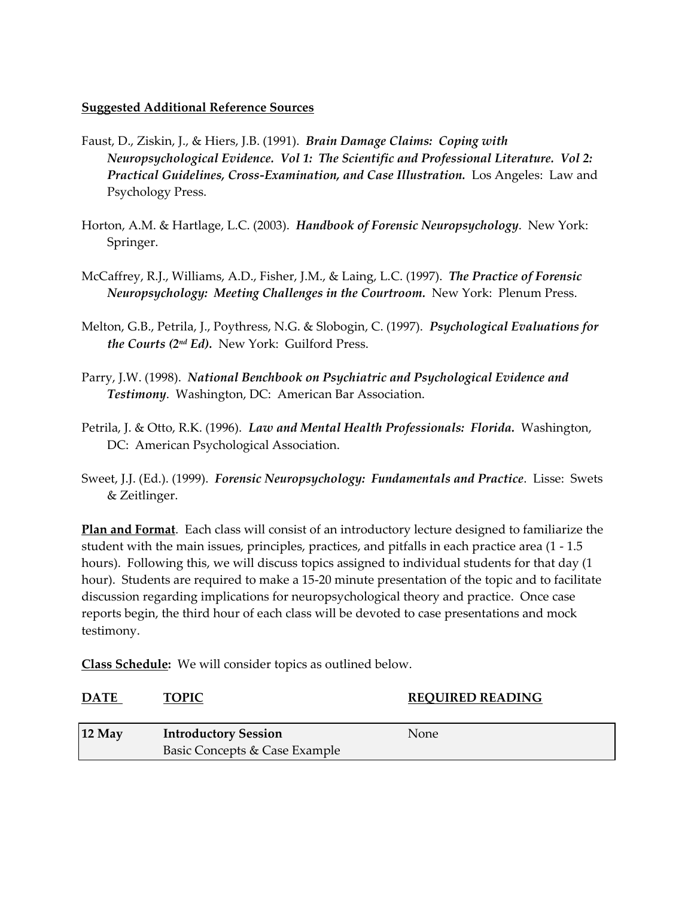**Suggested Additional Reference Sources**

Faust, D., Ziskin, J., & Hiers, J.B. (1991). ***Brain Damage Claims: Coping with Neuropsychological Evidence. Vol 1: The Scientific and Professional Literature. Vol 2: Practical Guidelines, Cross-Examination, and Case Illustration.*** Los Angeles: Law and Psychology Press.

Horton, A.M. & Hartlage, L.C. (2003). ***Handbook of Forensic Neuropsychology***. New York: Springer.

McCaffrey, R.J., Williams, A.D., Fisher, J.M., & Laing, L.C. (1997). ***The Practice of Forensic Neuropsychology: Meeting Challenges in the Courtroom.*** New York: Plenum Press.

Melton, G.B., Petrila, J., Poythress, N.G. & Slobogin, C. (1997). ***Psychological Evaluations for the Courts (2nd Ed).*** New York: Guilford Press.

Parry, J.W. (1998). ***National Benchbook on Psychiatric and Psychological Evidence and Testimony***. Washington, DC: American Bar Association.

Petrila, J. & Otto, R.K. (1996). ***Law and Mental Health Professionals: Florida.*** Washington, DC: American Psychological Association.

Sweet, J.J. (Ed.). (1999). ***Forensic Neuropsychology: Fundamentals and Practice***. Lisse: Swets & Zeitlinger.

**Plan and Format**. Each class will consist of an introductory lecture designed to familiarize the student with the main issues, principles, practices, and pitfalls in each practice area (1 - 1.5 hours). Following this, we will discuss topics assigned to individual students for that day (1 hour). Students are required to make a 15-20 minute presentation of the topic and to facilitate discussion regarding implications for neuropsychological theory and practice. Once case reports begin, the third hour of each class will be devoted to case presentations and mock testimony.

**Class Schedule:** We will consider topics as outlined below.

| DATE | TOPIC | REQUIRED READING |
|---|---|---|
| **12 May** | **Introductory Session**<br>Basic Concepts & Case Example | None |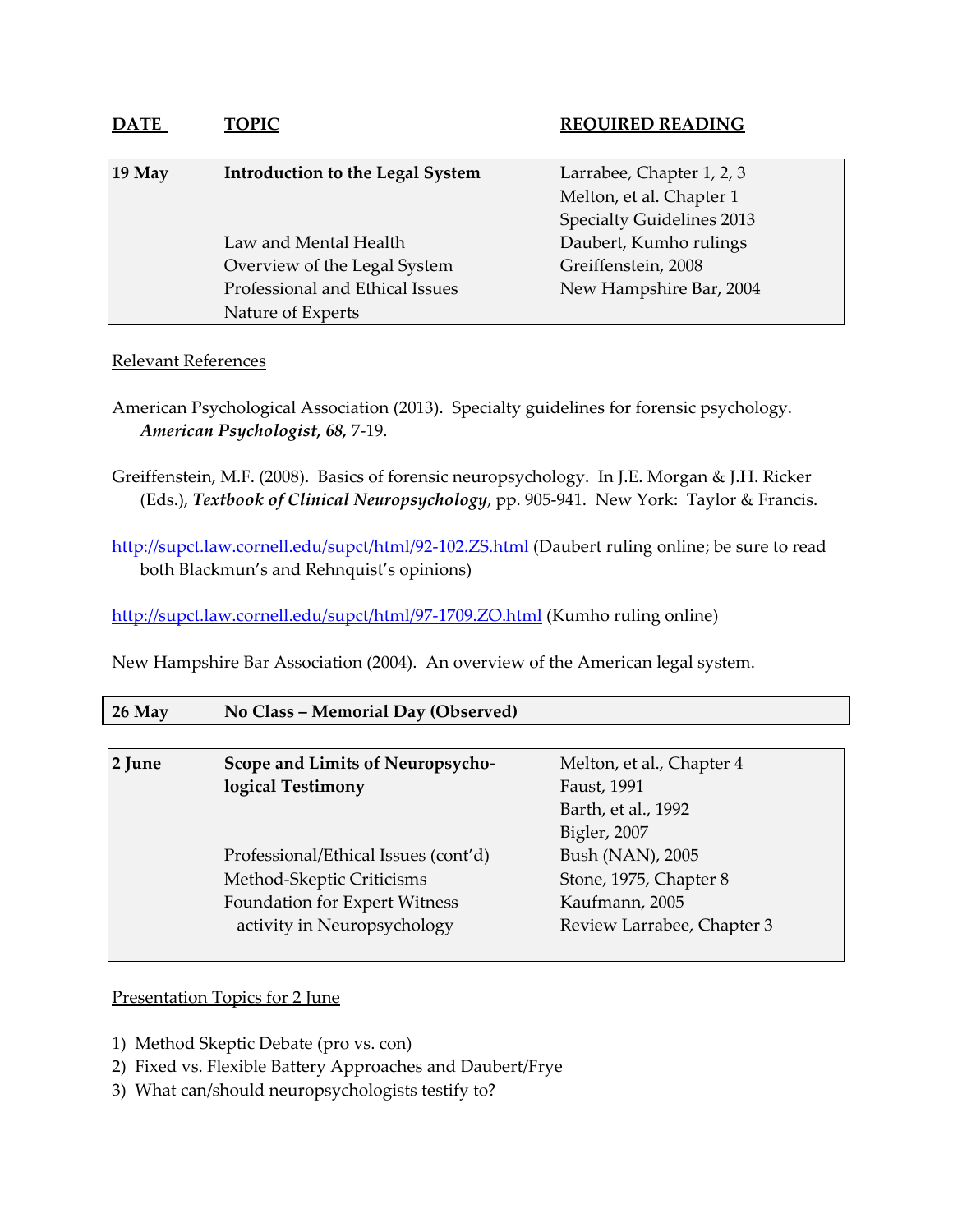| DATE | TOPIC | REQUIRED READING |
|---|---|---|
| **19 May** | **Introduction to the Legal System** | Larrabee, Chapter 1, 2, 3<br>Melton, et al. Chapter 1<br>Specialty Guidelines 2013 |
| | Law and Mental Health<br>Overview of the Legal System<br>Professional and Ethical Issues<br>Nature of Experts | Daubert, Kumho rulings<br>Greiffenstein, 2008<br>New Hampshire Bar, 2004 |

Relevant References

American Psychological Association (2013). Specialty guidelines for forensic psychology. ***American Psychologist*, *68*,** 7-19.

Greiffenstein, M.F. (2008). Basics of forensic neuropsychology. In J.E. Morgan & J.H. Ricker (Eds.), ***Textbook of Clinical Neuropsychology***, pp. 905-941. New York: Taylor & Francis.

http://supct.law.cornell.edu/supct/html/92-102.ZS.html (Daubert ruling online; be sure to read both Blackmun's and Rehnquist's opinions)

http://supct.law.cornell.edu/supct/html/97-1709.ZO.html (Kumho ruling online)

New Hampshire Bar Association (2004). An overview of the American legal system.

| | | |
|---|---|---|
| **26 May** | **No Class – Memorial Day (Observed)** | |

| | | |
|---|---|---|
| **2 June** | **Scope and Limits of Neuropsychological Testimony** | Melton, et al., Chapter 4<br>Faust, 1991<br>Barth, et al., 1992<br>Bigler, 2007 |
| | Professional/Ethical Issues (cont'd)<br>Method-Skeptic Criticisms<br>Foundation for Expert Witness activity in Neuropsychology | Bush (NAN), 2005<br>Stone, 1975, Chapter 8<br>Kaufmann, 2005<br>Review Larrabee, Chapter 3 |

Presentation Topics for 2 June

1) Method Skeptic Debate (pro vs. con)
2) Fixed vs. Flexible Battery Approaches and Daubert/Frye
3) What can/should neuropsychologists testify to?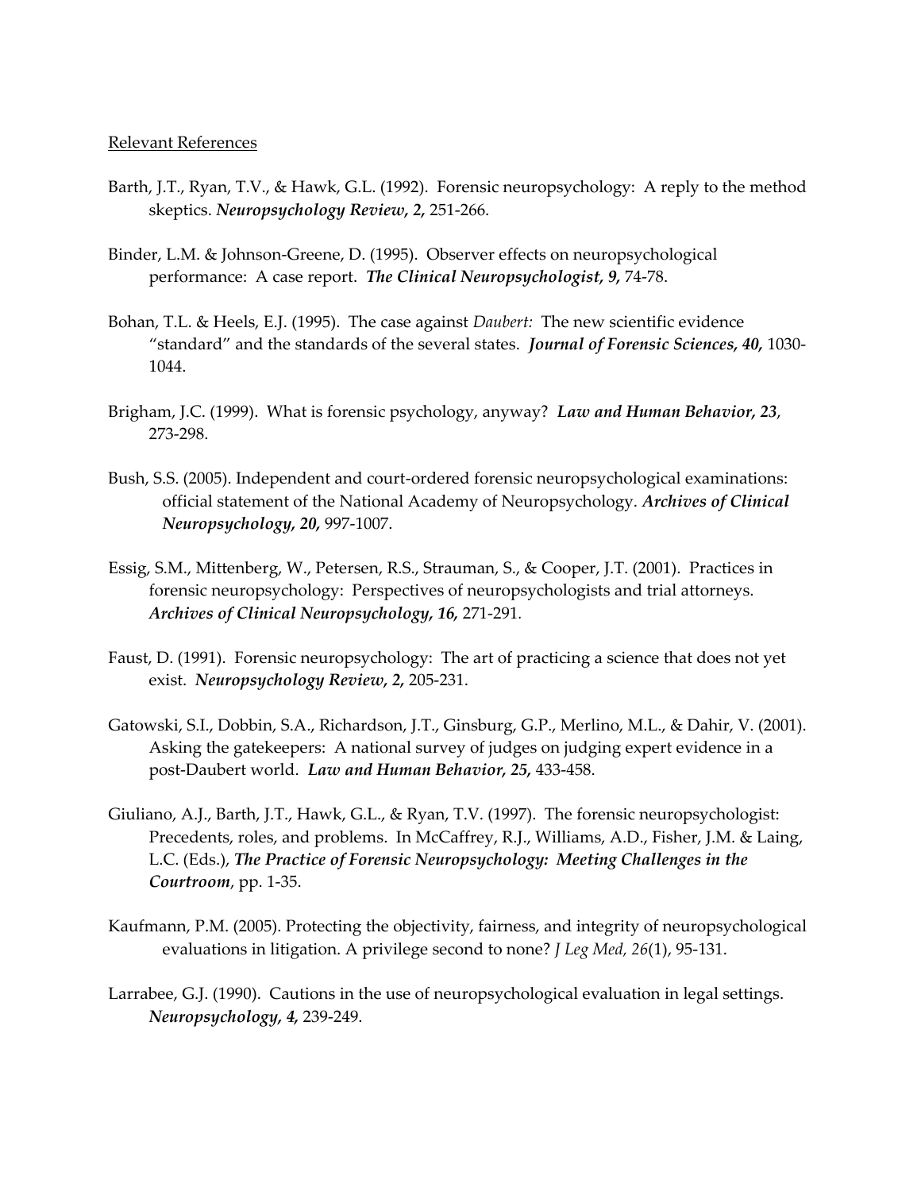Relevant References

Barth, J.T., Ryan, T.V., & Hawk, G.L. (1992). Forensic neuropsychology: A reply to the method skeptics. ***Neuropsychology Review, 2,*** 251-266.

Binder, L.M. & Johnson-Greene, D. (1995). Observer effects on neuropsychological performance: A case report. ***The Clinical Neuropsychologist, 9,*** 74-78.

Bohan, T.L. & Heels, E.J. (1995). The case against *Daubert:* The new scientific evidence "standard" and the standards of the several states. ***Journal of Forensic Sciences, 40,*** 1030-1044.

Brigham, J.C. (1999). What is forensic psychology, anyway? ***Law and Human Behavior, 23***, 273-298.

Bush, S.S. (2005). Independent and court-ordered forensic neuropsychological examinations: official statement of the National Academy of Neuropsychology. ***Archives of Clinical Neuropsychology, 20,*** 997-1007.

Essig, S.M., Mittenberg, W., Petersen, R.S., Strauman, S., & Cooper, J.T. (2001). Practices in forensic neuropsychology: Perspectives of neuropsychologists and trial attorneys. ***Archives of Clinical Neuropsychology, 16,*** 271-291.

Faust, D. (1991). Forensic neuropsychology: The art of practicing a science that does not yet exist. ***Neuropsychology Review, 2,*** 205-231.

Gatowski, S.I., Dobbin, S.A., Richardson, J.T., Ginsburg, G.P., Merlino, M.L., & Dahir, V. (2001). Asking the gatekeepers: A national survey of judges on judging expert evidence in a post-Daubert world. ***Law and Human Behavior, 25,*** 433-458.

Giuliano, A.J., Barth, J.T., Hawk, G.L., & Ryan, T.V. (1997). The forensic neuropsychologist: Precedents, roles, and problems. In McCaffrey, R.J., Williams, A.D., Fisher, J.M. & Laing, L.C. (Eds.), ***The Practice of Forensic Neuropsychology: Meeting Challenges in the Courtroom***, pp. 1-35.

Kaufmann, P.M. (2005). Protecting the objectivity, fairness, and integrity of neuropsychological evaluations in litigation. A privilege second to none? *J Leg Med, 26*(1), 95-131.

Larrabee, G.J. (1990). Cautions in the use of neuropsychological evaluation in legal settings. ***Neuropsychology, 4,*** 239-249.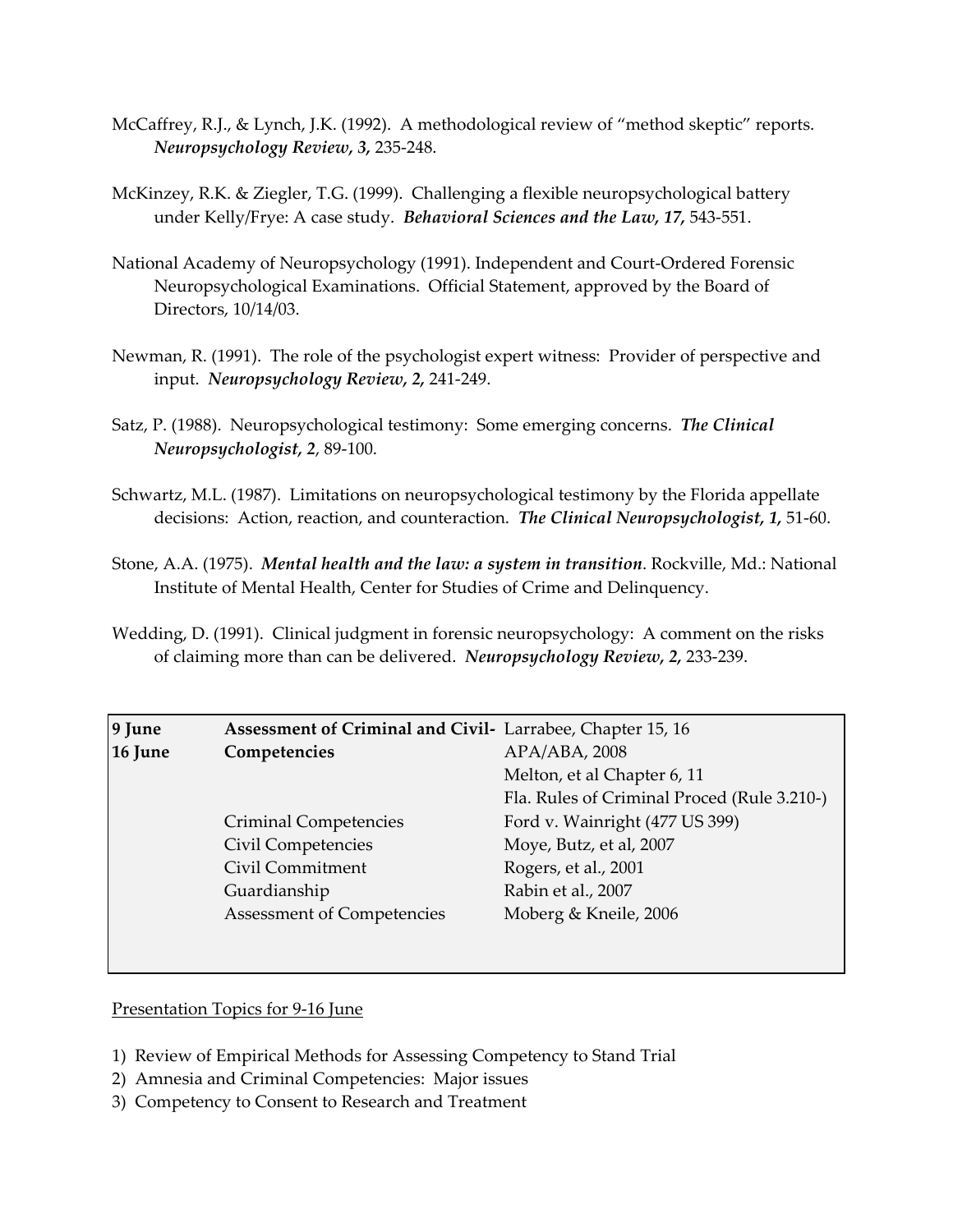McCaffrey, R.J., & Lynch, J.K. (1992). A methodological review of "method skeptic" reports. ***Neuropsychology Review, 3,*** 235-248.

McKinzey, R.K. & Ziegler, T.G. (1999). Challenging a flexible neuropsychological battery under Kelly/Frye: A case study. ***Behavioral Sciences and the Law, 17,*** 543-551.

National Academy of Neuropsychology (1991). Independent and Court-Ordered Forensic Neuropsychological Examinations. Official Statement, approved by the Board of Directors, 10/14/03.

Newman, R. (1991). The role of the psychologist expert witness: Provider of perspective and input. ***Neuropsychology Review, 2,*** 241-249.

Satz, P. (1988). Neuropsychological testimony: Some emerging concerns. ***The Clinical Neuropsychologist, 2***, 89-100.

Schwartz, M.L. (1987). Limitations on neuropsychological testimony by the Florida appellate decisions: Action, reaction, and counteraction. ***The Clinical Neuropsychologist, 1,*** 51-60.

Stone, A.A. (1975). ***Mental health and the law: a system in transition***. Rockville, Md.: National Institute of Mental Health, Center for Studies of Crime and Delinquency.

Wedding, D. (1991). Clinical judgment in forensic neuropsychology: A comment on the risks of claiming more than can be delivered. ***Neuropsychology Review, 2,*** 233-239.

| | | |
|---|---|---|
| **9 June** | **Assessment of Criminal and Civil-** | Larrabee, Chapter 15, 16 |
| **16 June** | **Competencies** | APA/ABA, 2008 |
| | | Melton, et al Chapter 6, 11 |
| | | Fla. Rules of Criminal Proced (Rule 3.210-) |
| | Criminal Competencies | Ford v. Wainright (477 US 399) |
| | Civil Competencies | Moye, Butz, et al, 2007 |
| | Civil Commitment | Rogers, et al., 2001 |
| | Guardianship | Rabin et al., 2007 |
| | Assessment of Competencies | Moberg & Kneile, 2006 |

Presentation Topics for 9-16 June

1) Review of Empirical Methods for Assessing Competency to Stand Trial
2) Amnesia and Criminal Competencies: Major issues
3) Competency to Consent to Research and Treatment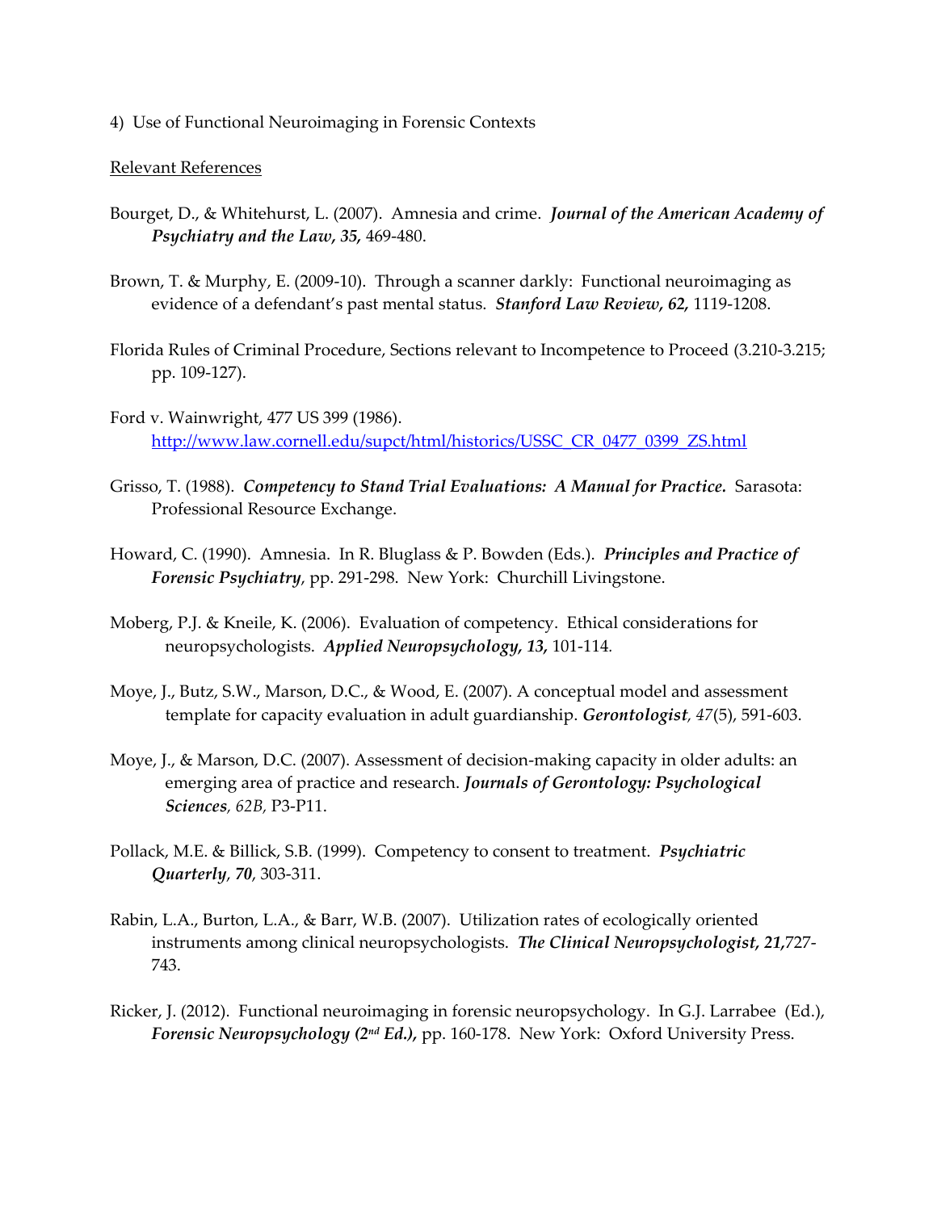4) Use of Functional Neuroimaging in Forensic Contexts

Relevant References

Bourget, D., & Whitehurst, L. (2007). Amnesia and crime. ***Journal of the American Academy of Psychiatry and the Law*, *35*,** 469-480.

Brown, T. & Murphy, E. (2009-10). Through a scanner darkly: Functional neuroimaging as evidence of a defendant's past mental status. ***Stanford Law Review*, *62*,** 1119-1208.

Florida Rules of Criminal Procedure, Sections relevant to Incompetence to Proceed (3.210-3.215; pp. 109-127).

Ford v. Wainwright, 477 US 399 (1986). [http://www.law.cornell.edu/supct/html/historics/USSC_CR_0477_0399_ZS.html](http://www.law.cornell.edu/supct/html/historics/USSC_CR_0477_0399_ZS.html)

Grisso, T. (1988). ***Competency to Stand Trial Evaluations: A Manual for Practice.*** Sarasota: Professional Resource Exchange.

Howard, C. (1990). Amnesia. In R. Bluglass & P. Bowden (Eds.). ***Principles and Practice of Forensic Psychiatry***, pp. 291-298. New York: Churchill Livingstone.

Moberg, P.J. & Kneile, K. (2006). Evaluation of competency. Ethical considerations for neuropsychologists. ***Applied Neuropsychology*, *13*,** 101-114.

Moye, J., Butz, S.W., Marson, D.C., & Wood, E. (2007). A conceptual model and assessment template for capacity evaluation in adult guardianship. ***Gerontologist***, *47*(5), 591-603.

Moye, J., & Marson, D.C. (2007). Assessment of decision-making capacity in older adults: an emerging area of practice and research. ***Journals of Gerontology: Psychological Sciences***, *62B,* P3-P11.

Pollack, M.E. & Billick, S.B. (1999). Competency to consent to treatment. ***Psychiatric Quarterly***, ***70***, 303-311.

Rabin, L.A., Burton, L.A., & Barr, W.B. (2007). Utilization rates of ecologically oriented instruments among clinical neuropsychologists. ***The Clinical Neuropsychologist*, *21*,**727-743.

Ricker, J. (2012). Functional neuroimaging in forensic neuropsychology. In G.J. Larrabee (Ed.), ***Forensic Neuropsychology (2nd Ed.)***, pp. 160-178. New York: Oxford University Press.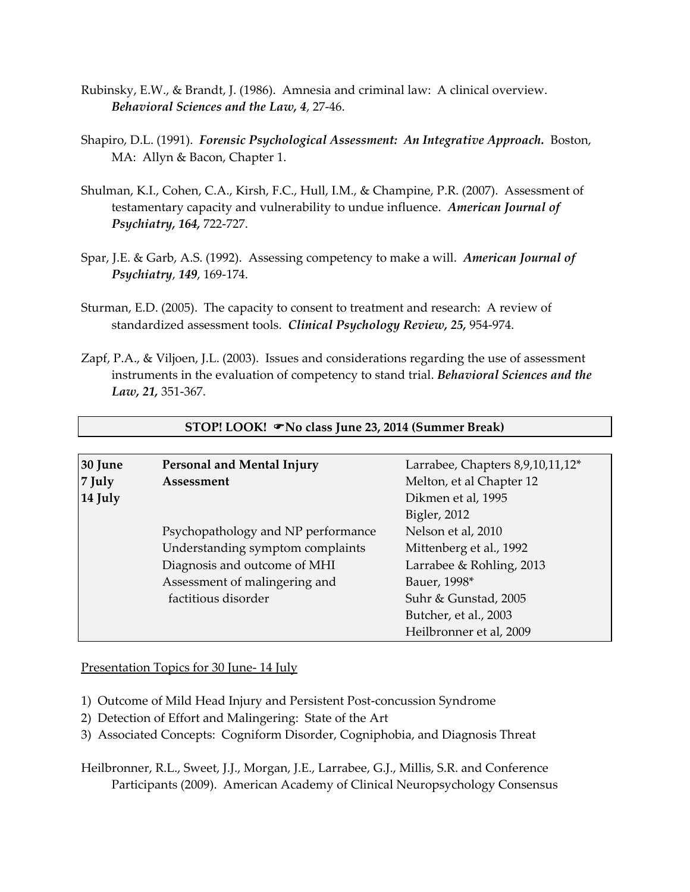Rubinsky, E.W., & Brandt, J. (1986). Amnesia and criminal law: A clinical overview. ***Behavioral Sciences and the Law, 4***, 27-46.

Shapiro, D.L. (1991). ***Forensic Psychological Assessment: An Integrative Approach.*** Boston, MA: Allyn & Bacon, Chapter 1.

Shulman, K.I., Cohen, C.A., Kirsh, F.C., Hull, I.M., & Champine, P.R. (2007). Assessment of testamentary capacity and vulnerability to undue influence. ***American Journal of Psychiatry, 164,*** 722-727.

Spar, J.E. & Garb, A.S. (1992). Assessing competency to make a will. ***American Journal of Psychiatry***, ***149***, 169-174.

Sturman, E.D. (2005). The capacity to consent to treatment and research: A review of standardized assessment tools. ***Clinical Psychology Review, 25,*** 954-974.

Zapf, P.A., & Viljoen, J.L. (2003). Issues and considerations regarding the use of assessment instruments in the evaluation of competency to stand trial. ***Behavioral Sciences and the Law, 21,*** 351-367.

**STOP! LOOK! ☛No class June 23, 2014 (Summer Break)**

| | | |
|---|---|---|
| **30 June** | **Personal and Mental Injury** | Larrabee, Chapters 8,9,10,11,12* |
| **7 July** | **Assessment** | Melton, et al Chapter 12 |
| **14 July** | | Dikmen et al, 1995 |
| | | Bigler, 2012 |
| | Psychopathology and NP performance | Nelson et al, 2010 |
| | Understanding symptom complaints | Mittenberg et al., 1992 |
| | Diagnosis and outcome of MHI | Larrabee & Rohling, 2013 |
| | Assessment of malingering and | Bauer, 1998* |
| | factitious disorder | Suhr & Gunstad, 2005 |
| | | Butcher, et al., 2003 |
| | | Heilbronner et al, 2009 |

Presentation Topics for 30 June- 14 July

1) Outcome of Mild Head Injury and Persistent Post-concussion Syndrome
2) Detection of Effort and Malingering: State of the Art
3) Associated Concepts: Cogniform Disorder, Cogniphobia, and Diagnosis Threat

Heilbronner, R.L., Sweet, J.J., Morgan, J.E., Larrabee, G.J., Millis, S.R. and Conference Participants (2009). American Academy of Clinical Neuropsychology Consensus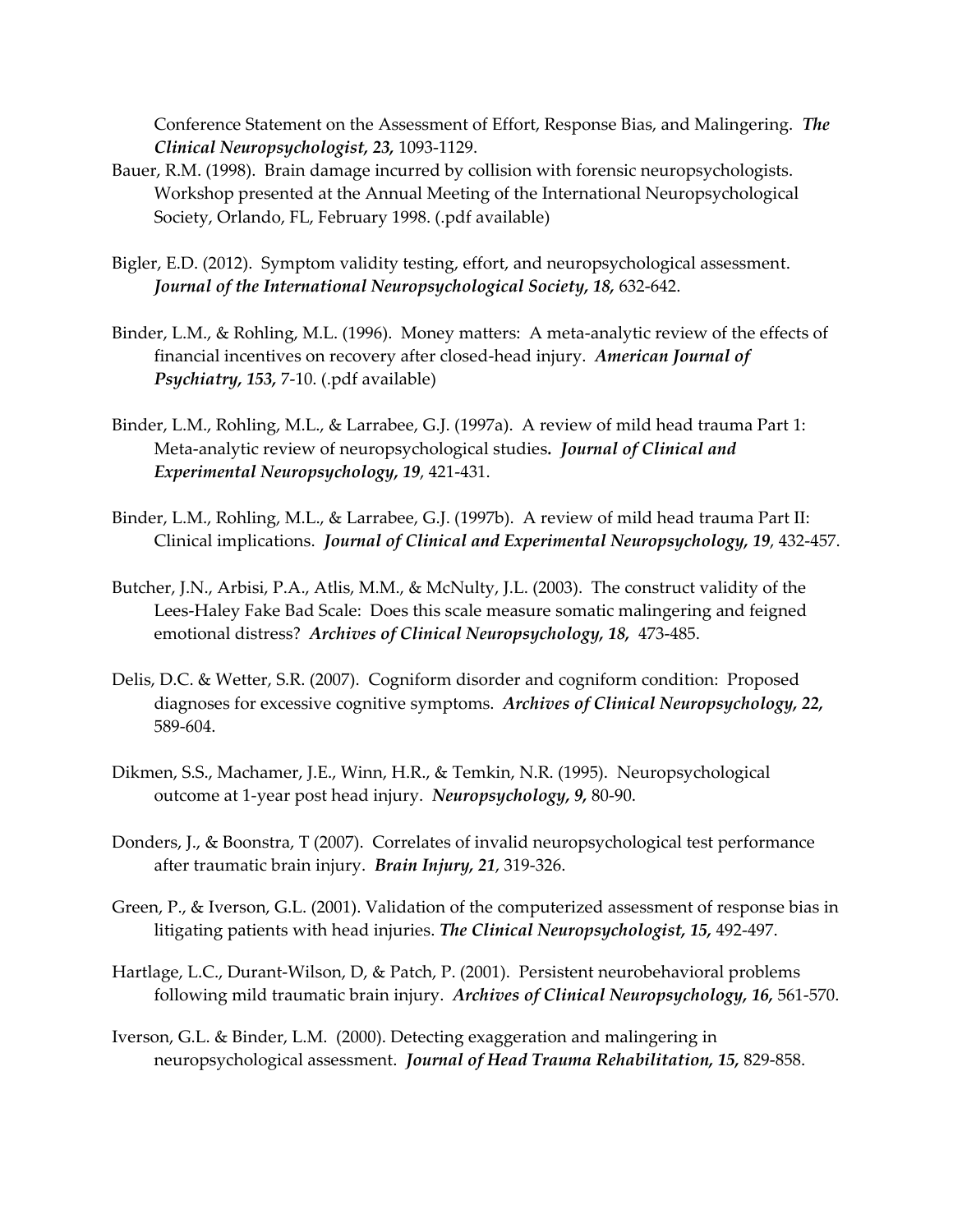Conference Statement on the Assessment of Effort, Response Bias, and Malingering. ***The Clinical Neuropsychologist, 23,*** 1093-1129.

Bauer, R.M. (1998). Brain damage incurred by collision with forensic neuropsychologists. Workshop presented at the Annual Meeting of the International Neuropsychological Society, Orlando, FL, February 1998. (.pdf available)

Bigler, E.D. (2012). Symptom validity testing, effort, and neuropsychological assessment. ***Journal of the International Neuropsychological Society, 18,*** 632-642.

Binder, L.M., & Rohling, M.L. (1996). Money matters: A meta-analytic review of the effects of financial incentives on recovery after closed-head injury. ***American Journal of Psychiatry, 153,*** 7-10. (.pdf available)

Binder, L.M., Rohling, M.L., & Larrabee, G.J. (1997a). A review of mild head trauma Part 1: Meta-analytic review of neuropsychological studies**.** ***Journal of Clinical and Experimental Neuropsychology, 19***, 421-431.

Binder, L.M., Rohling, M.L., & Larrabee, G.J. (1997b). A review of mild head trauma Part II: Clinical implications. ***Journal of Clinical and Experimental Neuropsychology, 19***, 432-457.

Butcher, J.N., Arbisi, P.A., Atlis, M.M., & McNulty, J.L. (2003). The construct validity of the Lees-Haley Fake Bad Scale: Does this scale measure somatic malingering and feigned emotional distress? ***Archives of Clinical Neuropsychology, 18,*** 473-485.

Delis, D.C. & Wetter, S.R. (2007). Cogniform disorder and cogniform condition: Proposed diagnoses for excessive cognitive symptoms. ***Archives of Clinical Neuropsychology, 22,*** 589-604.

Dikmen, S.S., Machamer, J.E., Winn, H.R., & Temkin, N.R. (1995). Neuropsychological outcome at 1-year post head injury. ***Neuropsychology, 9,*** 80-90.

Donders, J., & Boonstra, T (2007). Correlates of invalid neuropsychological test performance after traumatic brain injury. ***Brain Injury, 21***, 319-326.

Green, P., & Iverson, G.L. (2001). Validation of the computerized assessment of response bias in litigating patients with head injuries. ***The Clinical Neuropsychologist, 15,*** 492-497.

Hartlage, L.C., Durant-Wilson, D, & Patch, P. (2001). Persistent neurobehavioral problems following mild traumatic brain injury. ***Archives of Clinical Neuropsychology, 16,*** 561-570.

Iverson, G.L. & Binder, L.M. (2000). Detecting exaggeration and malingering in neuropsychological assessment. ***Journal of Head Trauma Rehabilitation, 15,*** 829-858.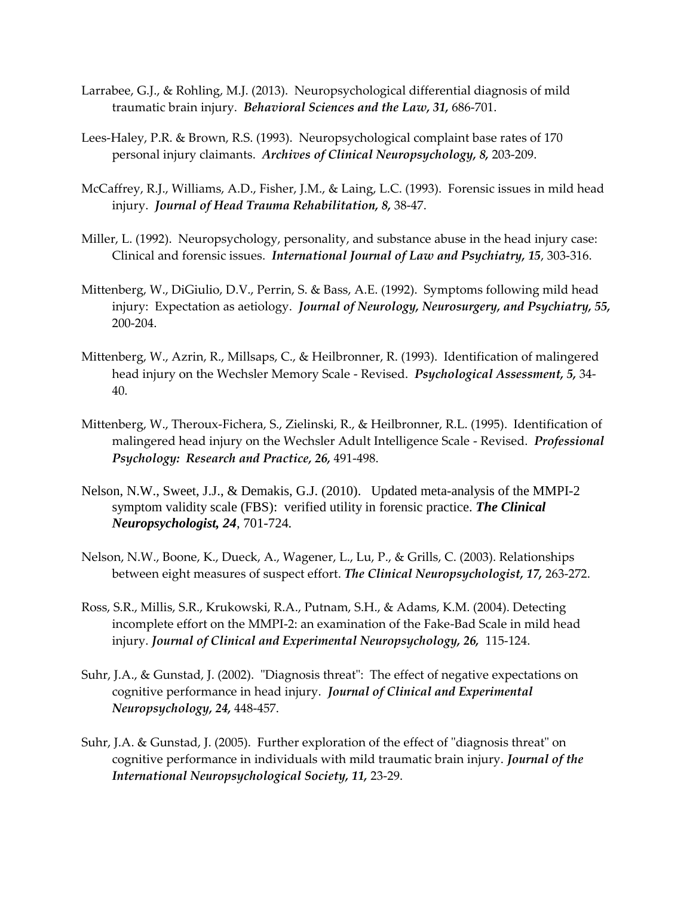Larrabee, G.J., & Rohling, M.J. (2013). Neuropsychological differential diagnosis of mild traumatic brain injury. ***Behavioral Sciences and the Law, 31,*** 686-701.

Lees-Haley, P.R. & Brown, R.S. (1993). Neuropsychological complaint base rates of 170 personal injury claimants. ***Archives of Clinical Neuropsychology, 8,*** 203-209.

McCaffrey, R.J., Williams, A.D., Fisher, J.M., & Laing, L.C. (1993). Forensic issues in mild head injury. ***Journal of Head Trauma Rehabilitation, 8,*** 38-47.

Miller, L. (1992). Neuropsychology, personality, and substance abuse in the head injury case: Clinical and forensic issues. ***International Journal of Law and Psychiatry, 15***, 303-316.

Mittenberg, W., DiGiulio, D.V., Perrin, S. & Bass, A.E. (1992). Symptoms following mild head injury: Expectation as aetiology. ***Journal of Neurology, Neurosurgery, and Psychiatry, 55,*** 200-204.

Mittenberg, W., Azrin, R., Millsaps, C., & Heilbronner, R. (1993). Identification of malingered head injury on the Wechsler Memory Scale - Revised. ***Psychological Assessment, 5,*** 34-40.

Mittenberg, W., Theroux-Fichera, S., Zielinski, R., & Heilbronner, R.L. (1995). Identification of malingered head injury on the Wechsler Adult Intelligence Scale - Revised. ***Professional Psychology: Research and Practice, 26,*** 491-498.

Nelson, N.W., Sweet, J.J., & Demakis, G.J. (2010). Updated meta-analysis of the MMPI-2 symptom validity scale (FBS): verified utility in forensic practice. ***The Clinical Neuropsychologist, 24***, 701-724.

Nelson, N.W., Boone, K., Dueck, A., Wagener, L., Lu, P., & Grills, C. (2003). Relationships between eight measures of suspect effort. ***The Clinical Neuropsychologist, 17,*** 263-272.

Ross, S.R., Millis, S.R., Krukowski, R.A., Putnam, S.H., & Adams, K.M. (2004). Detecting incomplete effort on the MMPI-2: an examination of the Fake-Bad Scale in mild head injury. ***Journal of Clinical and Experimental Neuropsychology, 26,*** 115-124.

Suhr, J.A., & Gunstad, J. (2002). "Diagnosis threat": The effect of negative expectations on cognitive performance in head injury. ***Journal of Clinical and Experimental Neuropsychology, 24,*** 448-457.

Suhr, J.A. & Gunstad, J. (2005). Further exploration of the effect of "diagnosis threat" on cognitive performance in individuals with mild traumatic brain injury. ***Journal of the International Neuropsychological Society, 11,*** 23-29.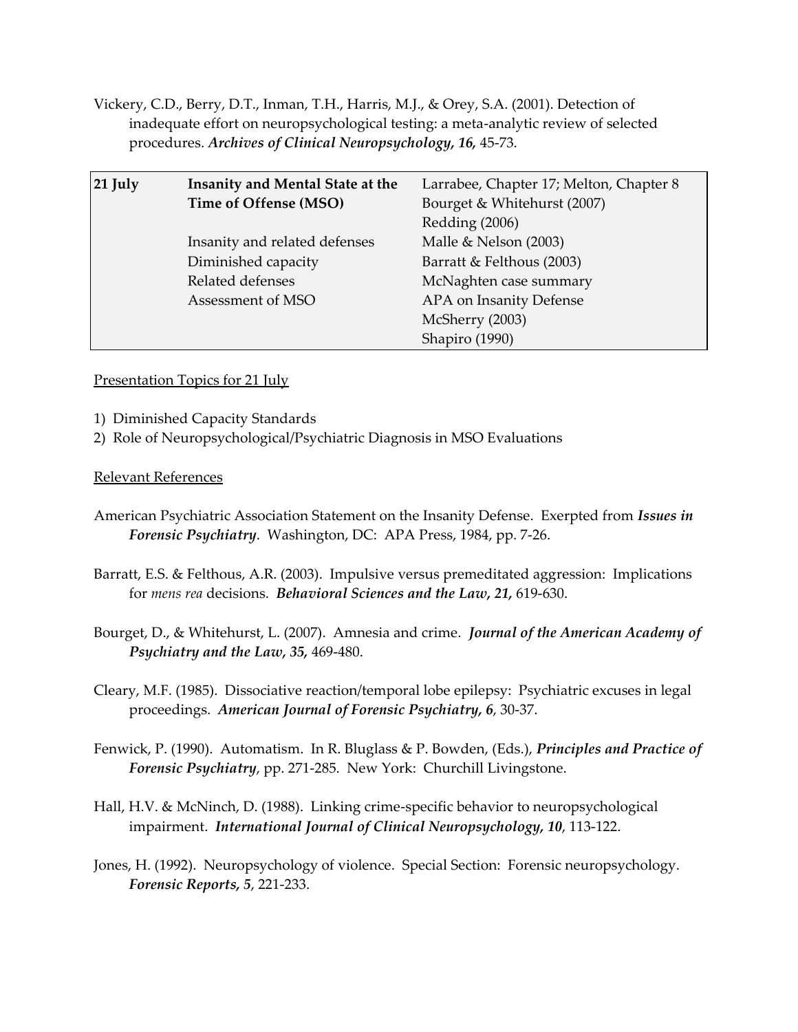Vickery, C.D., Berry, D.T., Inman, T.H., Harris, M.J., & Orey, S.A. (2001). Detection of inadequate effort on neuropsychological testing: a meta-analytic review of selected procedures. ***Archives of Clinical Neuropsychology, 16,*** 45-73.

| **21 July** | **Insanity and Mental State at the Time of Offense (MSO)**<br><br>Insanity and related defenses<br>Diminished capacity<br>Related defenses<br>Assessment of MSO | Larrabee, Chapter 17; Melton, Chapter 8<br>Bourget & Whitehurst (2007)<br>Redding (2006)<br>Malle & Nelson (2003)<br>Barratt & Felthous (2003)<br>McNaghten case summary<br>APA on Insanity Defense<br>McSherry (2003)<br>Shapiro (1990) |
|---|---|---|

Presentation Topics for 21 July

1) Diminished Capacity Standards
2) Role of Neuropsychological/Psychiatric Diagnosis in MSO Evaluations

Relevant References

American Psychiatric Association Statement on the Insanity Defense. Exerpted from ***Issues in Forensic Psychiatry***. Washington, DC: APA Press, 1984, pp. 7-26.

Barratt, E.S. & Felthous, A.R. (2003). Impulsive versus premeditated aggression: Implications for *mens rea* decisions. ***Behavioral Sciences and the Law, 21,*** 619-630.

Bourget, D., & Whitehurst, L. (2007). Amnesia and crime. ***Journal of the American Academy of Psychiatry and the Law, 35,*** 469-480.

Cleary, M.F. (1985). Dissociative reaction/temporal lobe epilepsy: Psychiatric excuses in legal proceedings. ***American Journal of Forensic Psychiatry, 6***, 30-37.

Fenwick, P. (1990). Automatism. In R. Bluglass & P. Bowden, (Eds.), ***Principles and Practice of Forensic Psychiatry***, pp. 271-285. New York: Churchill Livingstone.

Hall, H.V. & McNinch, D. (1988). Linking crime-specific behavior to neuropsychological impairment. ***International Journal of Clinical Neuropsychology, 10***, 113-122.

Jones, H. (1992). Neuropsychology of violence. Special Section: Forensic neuropsychology. ***Forensic Reports, 5***, 221-233.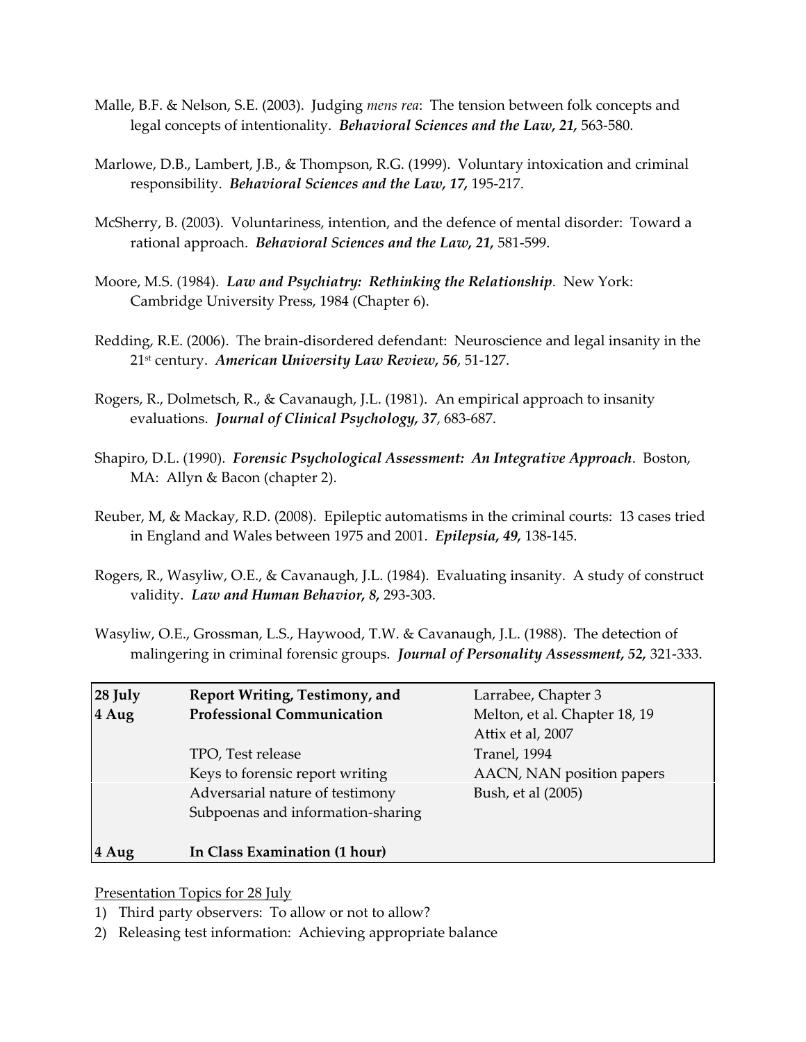Malle, B.F. & Nelson, S.E. (2003). Judging *mens rea*: The tension between folk concepts and legal concepts of intentionality. ***Behavioral Sciences and the Law, 21,*** 563-580.

Marlowe, D.B., Lambert, J.B., & Thompson, R.G. (1999). Voluntary intoxication and criminal responsibility. ***Behavioral Sciences and the Law, 17,*** 195-217.

McSherry, B. (2003). Voluntariness, intention, and the defence of mental disorder: Toward a rational approach. ***Behavioral Sciences and the Law, 21,*** 581-599.

Moore, M.S. (1984). ***Law and Psychiatry: Rethinking the Relationship***. New York: Cambridge University Press, 1984 (Chapter 6).

Redding, R.E. (2006). The brain-disordered defendant: Neuroscience and legal insanity in the 21st century. ***American University Law Review, 56***, 51-127.

Rogers, R., Dolmetsch, R., & Cavanaugh, J.L. (1981). An empirical approach to insanity evaluations. ***Journal of Clinical Psychology, 37***, 683-687.

Shapiro, D.L. (1990). ***Forensic Psychological Assessment: An Integrative Approach***. Boston, MA: Allyn & Bacon (chapter 2).

Reuber, M, & Mackay, R.D. (2008). Epileptic automatisms in the criminal courts: 13 cases tried in England and Wales between 1975 and 2001. ***Epilepsia, 49,*** 138-145.

Rogers, R., Wasyliw, O.E., & Cavanaugh, J.L. (1984). Evaluating insanity. A study of construct validity. ***Law and Human Behavior, 8,*** 293-303.

Wasyliw, O.E., Grossman, L.S., Haywood, T.W. & Cavanaugh, J.L. (1988). The detection of malingering in criminal forensic groups. ***Journal of Personality Assessment, 52,*** 321-333.

| | | |
|---|---|---|
| **28 July** | **Report Writing, Testimony, and** | Larrabee, Chapter 3 |
| **4 Aug** | **Professional Communication** | Melton, et al. Chapter 18, 19 |
| | | Attix et al, 2007 |
| | TPO, Test release | Tranel, 1994 |
| | Keys to forensic report writing | AACN, NAN position papers |
| | Adversarial nature of testimony | Bush, et al (2005) |
| | Subpoenas and information-sharing | |
| **4 Aug** | **In Class Examination (1 hour)** | |

Presentation Topics for 28 July

1) Third party observers: To allow or not to allow?
2) Releasing test information: Achieving appropriate balance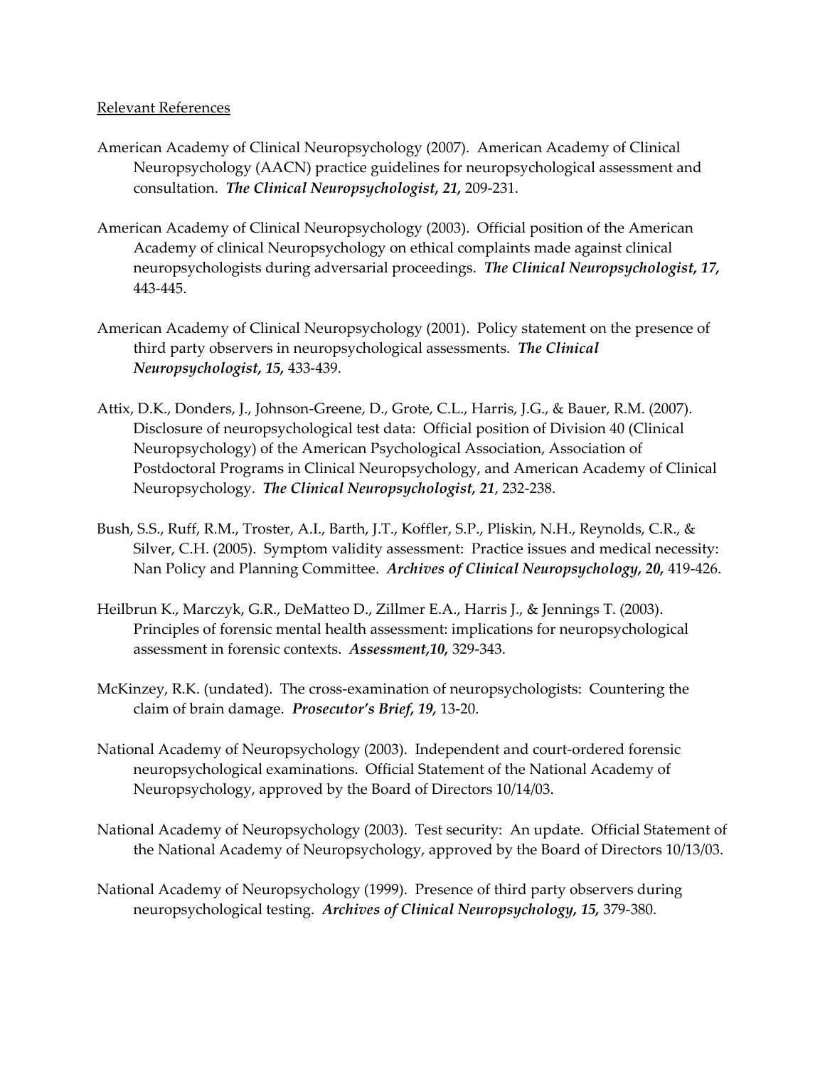Relevant References

American Academy of Clinical Neuropsychology (2007). American Academy of Clinical Neuropsychology (AACN) practice guidelines for neuropsychological assessment and consultation. ***The Clinical Neuropsychologist, 21,*** 209-231.

American Academy of Clinical Neuropsychology (2003). Official position of the American Academy of clinical Neuropsychology on ethical complaints made against clinical neuropsychologists during adversarial proceedings. ***The Clinical Neuropsychologist, 17,*** 443-445.

American Academy of Clinical Neuropsychology (2001). Policy statement on the presence of third party observers in neuropsychological assessments. ***The Clinical Neuropsychologist, 15,*** 433-439.

Attix, D.K., Donders, J., Johnson-Greene, D., Grote, C.L., Harris, J.G., & Bauer, R.M. (2007). Disclosure of neuropsychological test data: Official position of Division 40 (Clinical Neuropsychology) of the American Psychological Association, Association of Postdoctoral Programs in Clinical Neuropsychology, and American Academy of Clinical Neuropsychology. ***The Clinical Neuropsychologist, 21***, 232-238.

Bush, S.S., Ruff, R.M., Troster, A.I., Barth, J.T., Koffler, S.P., Pliskin, N.H., Reynolds, C.R., & Silver, C.H. (2005). Symptom validity assessment: Practice issues and medical necessity: Nan Policy and Planning Committee. ***Archives of Clinical Neuropsychology, 20,*** 419-426.

Heilbrun K., Marczyk, G.R., DeMatteo D., Zillmer E.A., Harris J., & Jennings T. (2003). Principles of forensic mental health assessment: implications for neuropsychological assessment in forensic contexts. ***Assessment,10,*** 329-343.

McKinzey, R.K. (undated). The cross-examination of neuropsychologists: Countering the claim of brain damage. ***Prosecutor's Brief, 19,*** 13-20.

National Academy of Neuropsychology (2003). Independent and court-ordered forensic neuropsychological examinations. Official Statement of the National Academy of Neuropsychology, approved by the Board of Directors 10/14/03.

National Academy of Neuropsychology (2003). Test security: An update. Official Statement of the National Academy of Neuropsychology, approved by the Board of Directors 10/13/03.

National Academy of Neuropsychology (1999). Presence of third party observers during neuropsychological testing. ***Archives of Clinical Neuropsychology, 15,*** 379-380.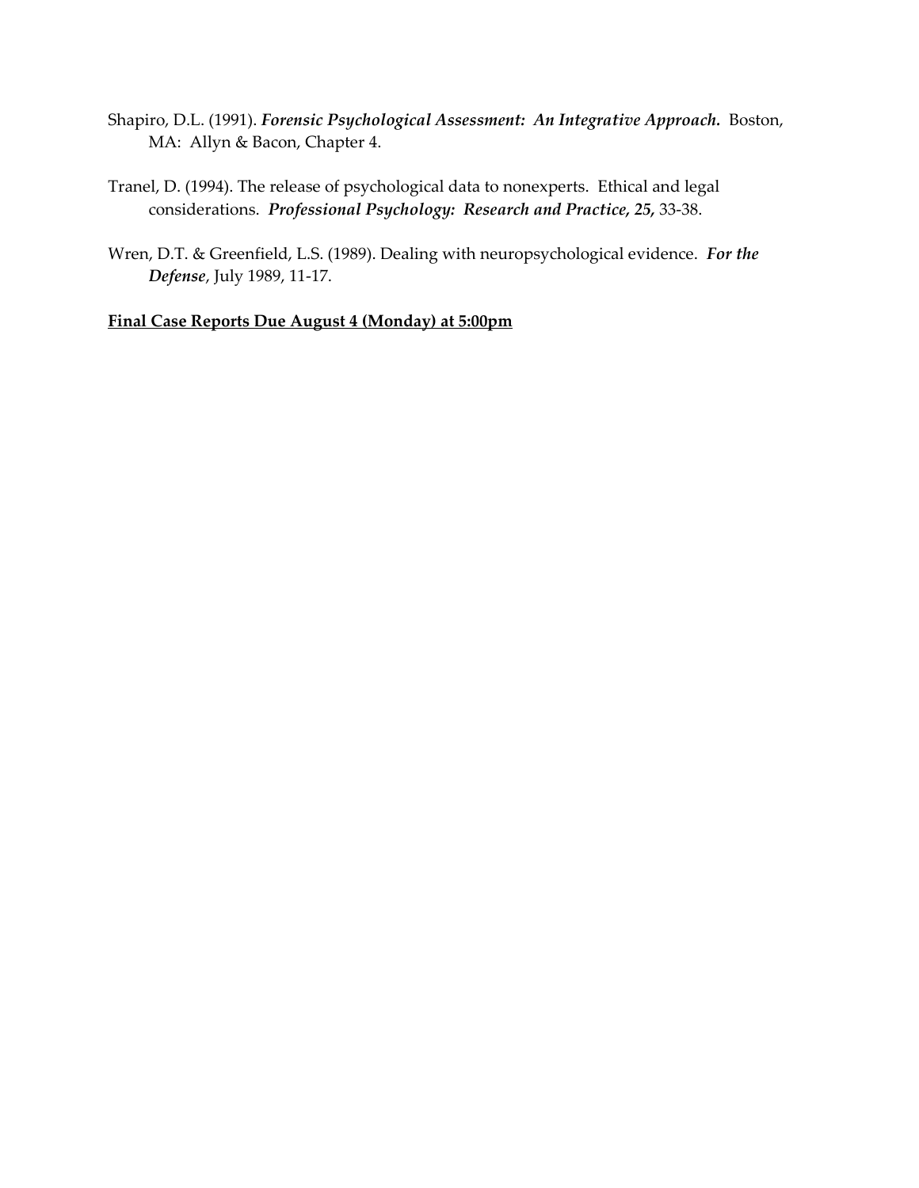Shapiro, D.L. (1991). ***Forensic Psychological Assessment: An Integrative Approach.*** Boston, MA: Allyn & Bacon, Chapter 4.

Tranel, D. (1994). The release of psychological data to nonexperts. Ethical and legal considerations. ***Professional Psychology: Research and Practice, 25,*** 33-38.

Wren, D.T. & Greenfield, L.S. (1989). Dealing with neuropsychological evidence. ***For the Defense***, July 1989, 11-17.

<u>**Final Case Reports Due August 4 (Monday) at 5:00pm**</u>